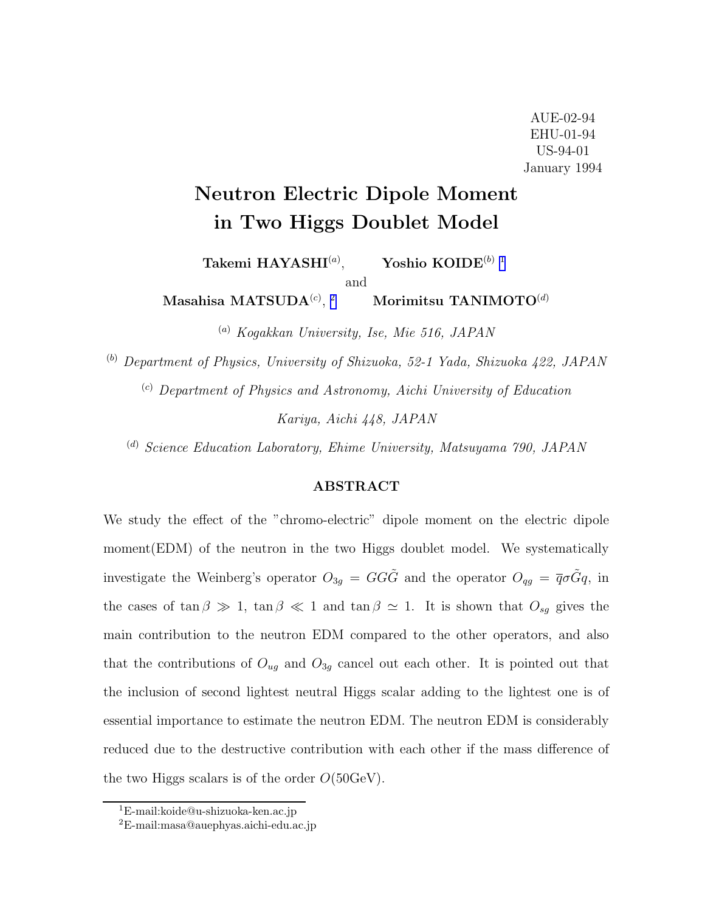AUE-02-94
EHU-01-94
US-94-01
January 1994

# Neutron Electric Dipole Moment in Two Higgs Doublet Model

**Takemi HAYASHI**[(a)], **Yoshio KOIDE**[(b)] [1]

and

**Masahisa MATSUDA**[(c)], [2] **Morimitsu TANIMOTO**[(d)]

[(a)] *Kogakkan University, Ise, Mie 516, JAPAN*

[(b)] *Department of Physics, University of Shizuoka, 52-1 Yada, Shizuoka 422, JAPAN*

[(c)] *Department of Physics and Astronomy, Aichi University of Education Kariya, Aichi 448, JAPAN*

[(d)] *Science Education Laboratory, Ehime University, Matsuyama 790, JAPAN*

## ABSTRACT

We study the effect of the "chromo-electric" dipole moment on the electric dipole moment(EDM) of the neutron in the two Higgs doublet model. We systematically investigate the Weinberg's operator $O_{3g} = GG\tilde{G}$ and the operator $O_{qg} = \overline{q}\sigma\tilde{G}q$, in the cases of $\tan\beta \gg 1$, $\tan\beta \ll 1$ and $\tan\beta \simeq 1$. It is shown that $O_{sg}$ gives the main contribution to the neutron EDM compared to the other operators, and also that the contributions of $O_{ug}$ and $O_{3g}$ cancel out each other. It is pointed out that the inclusion of second lightest neutral Higgs scalar adding to the lightest one is of essential importance to estimate the neutron EDM. The neutron EDM is considerably reduced due to the destructive contribution with each other if the mass difference of the two Higgs scalars is of the order $O(50\text{GeV})$.

---

[1] E-mail:koide@u-shizuoka-ken.ac.jp

[2] E-mail:masa@auephyas.aichi-edu.ac.jp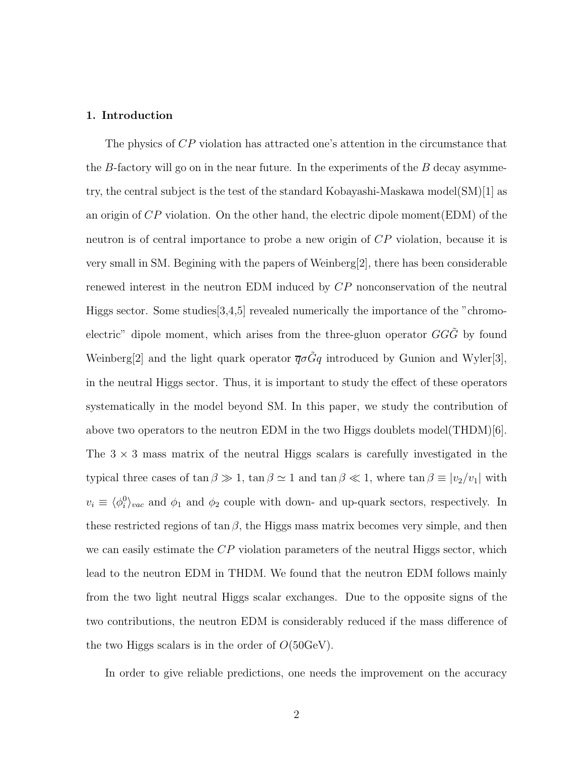## 1. Introduction

The physics of $CP$ violation has attracted one's attention in the circumstance that the $B$-factory will go on in the near future. In the experiments of the $B$ decay asymmetry, the central subject is the test of the standard Kobayashi-Maskawa model(SM)[1] as an origin of $CP$ violation. On the other hand, the electric dipole moment(EDM) of the neutron is of central importance to probe a new origin of $CP$ violation, because it is very small in SM. Begining with the papers of Weinberg[2], there has been considerable renewed interest in the neutron EDM induced by $CP$ nonconservation of the neutral Higgs sector. Some studies[3,4,5] revealed numerically the importance of the "chromo-electric" dipole moment, which arises from the three-gluon operator $GG\tilde{G}$ by found Weinberg[2] and the light quark operator $\overline{q}\sigma\tilde{G}q$ introduced by Gunion and Wyler[3], in the neutral Higgs sector. Thus, it is important to study the effect of these operators systematically in the model beyond SM. In this paper, we study the contribution of above two operators to the neutron EDM in the two Higgs doublets model(THDM)[6]. The $3 \times 3$ mass matrix of the neutral Higgs scalars is carefully investigated in the typical three cases of $\tan\beta \gg 1$, $\tan\beta \simeq 1$ and $\tan\beta \ll 1$, where $\tan\beta \equiv |v_2/v_1|$ with $v_i \equiv \langle\phi_i^0\rangle_{vac}$ and $\phi_1$ and $\phi_2$ couple with down- and up-quark sectors, respectively. In these restricted regions of $\tan\beta$, the Higgs mass matrix becomes very simple, and then we can easily estimate the $CP$ violation parameters of the neutral Higgs sector, which lead to the neutron EDM in THDM. We found that the neutron EDM follows mainly from the two light neutral Higgs scalar exchanges. Due to the opposite signs of the two contributions, the neutron EDM is considerably reduced if the mass difference of the two Higgs scalars is in the order of $O(50\text{GeV})$.

In order to give reliable predictions, one needs the improvement on the accuracy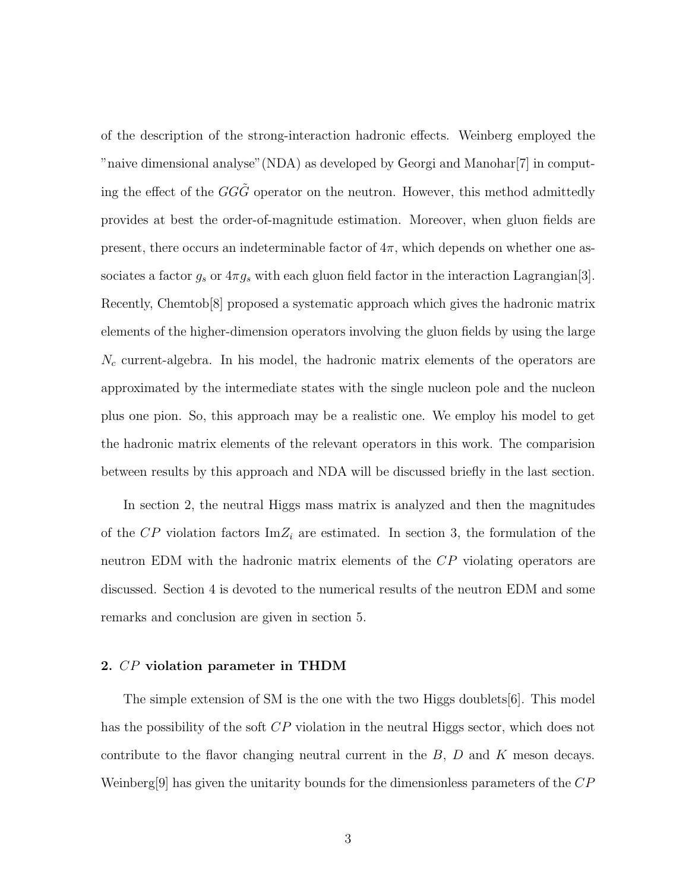of the description of the strong-interaction hadronic effects. Weinberg employed the "naive dimensional analyse"(NDA) as developed by Georgi and Manohar[7] in computing the effect of the $GG\tilde{G}$ operator on the neutron. However, this method admittedly provides at best the order-of-magnitude estimation. Moreover, when gluon fields are present, there occurs an indeterminable factor of $4\pi$, which depends on whether one associates a factor $g_s$ or $4\pi g_s$ with each gluon field factor in the interaction Lagrangian[3]. Recently, Chemtob[8] proposed a systematic approach which gives the hadronic matrix elements of the higher-dimension operators involving the gluon fields by using the large $N_c$ current-algebra. In his model, the hadronic matrix elements of the operators are approximated by the intermediate states with the single nucleon pole and the nucleon plus one pion. So, this approach may be a realistic one. We employ his model to get the hadronic matrix elements of the relevant operators in this work. The comparision between results by this approach and NDA will be discussed briefly in the last section.

In section 2, the neutral Higgs mass matrix is analyzed and then the magnitudes of the $CP$ violation factors $\text{Im}Z_i$ are estimated. In section 3, the formulation of the neutron EDM with the hadronic matrix elements of the $CP$ violating operators are discussed. Section 4 is devoted to the numerical results of the neutron EDM and some remarks and conclusion are given in section 5.

### 2. $CP$ violation parameter in THDM

The simple extension of SM is the one with the two Higgs doublets[6]. This model has the possibility of the soft $CP$ violation in the neutral Higgs sector, which does not contribute to the flavor changing neutral current in the $B$, $D$ and $K$ meson decays. Weinberg[9] has given the unitarity bounds for the dimensionless parameters of the $CP$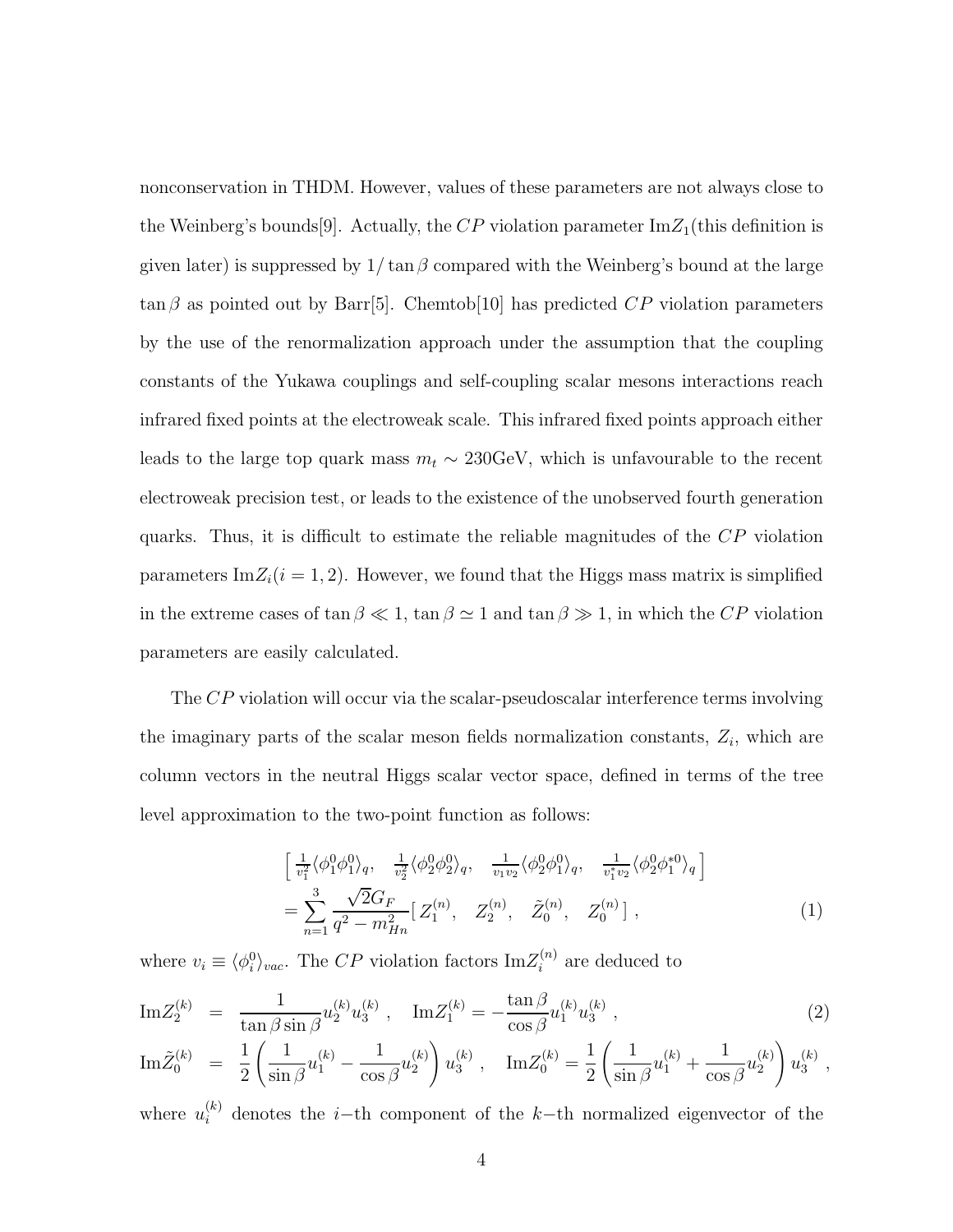nonconservation in THDM. However, values of these parameters are not always close to the Weinberg's bounds[9]. Actually, the $CP$ violation parameter $\mathrm{Im}Z_1$(this definition is given later) is suppressed by $1/\tan\beta$ compared with the Weinberg's bound at the large $\tan\beta$ as pointed out by Barr[5]. Chemtob[10] has predicted $CP$ violation parameters by the use of the renormalization approach under the assumption that the coupling constants of the Yukawa couplings and self-coupling scalar mesons interactions reach infrared fixed points at the electroweak scale. This infrared fixed points approach either leads to the large top quark mass $m_t \sim 230$GeV, which is unfavourable to the recent electroweak precision test, or leads to the existence of the unobserved fourth generation quarks. Thus, it is difficult to estimate the reliable magnitudes of the $CP$ violation parameters $\mathrm{Im}Z_i (i = 1, 2)$. However, we found that the Higgs mass matrix is simplified in the extreme cases of $\tan\beta \ll 1$, $\tan\beta \simeq 1$ and $\tan\beta \gg 1$, in which the $CP$ violation parameters are easily calculated.

The $CP$ violation will occur via the scalar-pseudoscalar interference terms involving the imaginary parts of the scalar meson fields normalization constants, $Z_i$, which are column vectors in the neutral Higgs scalar vector space, defined in terms of the tree level approximation to the two-point function as follows:

$$
\begin{aligned}
&\left[\ \tfrac{1}{v_1^2}\langle\phi_1^0\phi_1^0\rangle_q, \quad \tfrac{1}{v_2^2}\langle\phi_2^0\phi_2^0\rangle_q, \quad \tfrac{1}{v_1 v_2}\langle\phi_2^0\phi_1^0\rangle_q, \quad \tfrac{1}{v_1^* v_2}\langle\phi_2^0\phi_1^{*0}\rangle_q\ \right] \\
&= \sum_{n=1}^{3}\frac{\sqrt{2}G_F}{q^2 - m_{Hn}^2}\left[\, Z_1^{(n)}, \quad Z_2^{(n)}, \quad \tilde{Z}_0^{(n)}, \quad Z_0^{(n)}\,\right] ,
\end{aligned}
\tag{1}
$$

where $v_i \equiv \langle\phi_i^0\rangle_{vac}$. The $CP$ violation factors $\mathrm{Im}Z_i^{(n)}$ are deduced to

$$
\begin{aligned}
\mathrm{Im}Z_2^{(k)} &= \frac{1}{\tan\beta\sin\beta}u_2^{(k)}u_3^{(k)} , \quad \mathrm{Im}Z_1^{(k)} = -\frac{\tan\beta}{\cos\beta}u_1^{(k)}u_3^{(k)} , \\
\mathrm{Im}\tilde{Z}_0^{(k)} &= \frac{1}{2}\left(\frac{1}{\sin\beta}u_1^{(k)} - \frac{1}{\cos\beta}u_2^{(k)}\right)u_3^{(k)} , \quad \mathrm{Im}Z_0^{(k)} = \frac{1}{2}\left(\frac{1}{\sin\beta}u_1^{(k)} + \frac{1}{\cos\beta}u_2^{(k)}\right)u_3^{(k)} ,
\end{aligned}
\tag{2}
$$

where $u_i^{(k)}$ denotes the $i-$th component of the $k-$th normalized eigenvector of the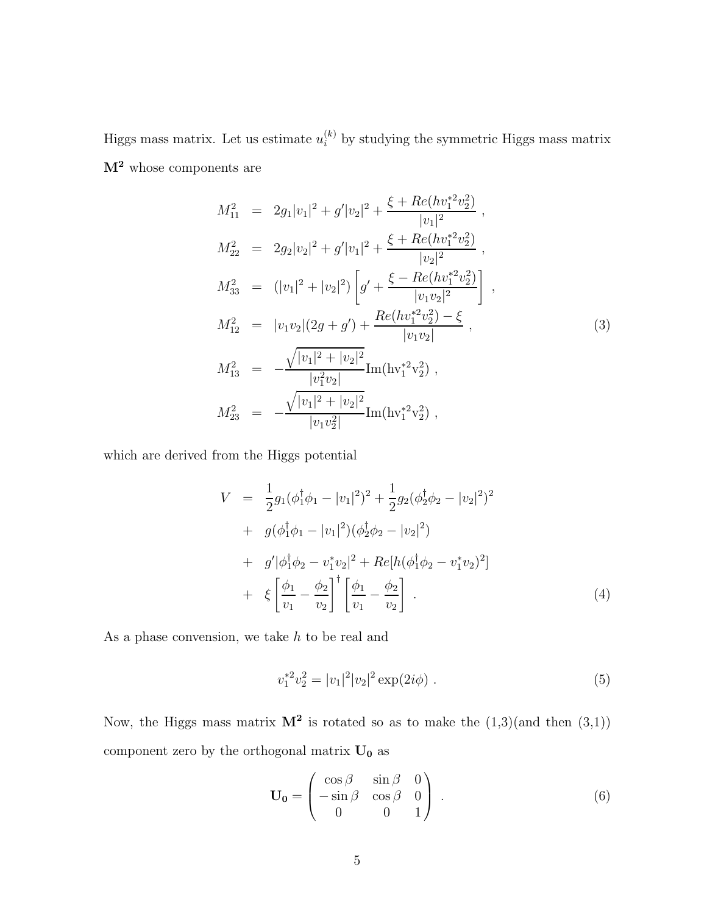Higgs mass matrix. Let us estimate $u_i^{(k)}$ by studying the symmetric Higgs mass matrix $\mathbf{M^2}$ whose components are

$$
\begin{aligned}
M_{11}^2 &= 2g_1|v_1|^2 + g'|v_2|^2 + \frac{\xi + Re(hv_1^{*2}v_2^2)}{|v_1|^2} \ , \\
M_{22}^2 &= 2g_2|v_2|^2 + g'|v_1|^2 + \frac{\xi + Re(hv_1^{*2}v_2^2)}{|v_2|^2} \ , \\
M_{33}^2 &= (|v_1|^2 + |v_2|^2)\left[g' + \frac{\xi - Re(hv_1^{*2}v_2^2)}{|v_1 v_2|^2}\right] \ , \\
M_{12}^2 &= |v_1 v_2|(2g + g') + \frac{Re(hv_1^{*2}v_2^2) - \xi}{|v_1 v_2|} \ , \\
M_{13}^2 &= -\frac{\sqrt{|v_1|^2 + |v_2|^2}}{|v_1^2 v_2|}\mathrm{Im}(\mathrm{h}\mathrm{v}_1^{*2}\mathrm{v}_2^2) \ , \\
M_{23}^2 &= -\frac{\sqrt{|v_1|^2 + |v_2|^2}}{|v_1 v_2^2|}\mathrm{Im}(\mathrm{h}\mathrm{v}_1^{*2}\mathrm{v}_2^2) \ ,
\end{aligned}
\tag{3}
$$

which are derived from the Higgs potential

$$
\begin{aligned}
V &= \frac{1}{2}g_1(\phi_1^\dagger\phi_1 - |v_1|^2)^2 + \frac{1}{2}g_2(\phi_2^\dagger\phi_2 - |v_2|^2)^2 \\
&+ \ g(\phi_1^\dagger\phi_1 - |v_1|^2)(\phi_2^\dagger\phi_2 - |v_2|^2) \\
&+ \ g'|\phi_1^\dagger\phi_2 - v_1^* v_2|^2 + Re[h(\phi_1^\dagger\phi_2 - v_1^* v_2)^2] \\
&+ \ \xi\left[\frac{\phi_1}{v_1} - \frac{\phi_2}{v_2}\right]^\dagger\left[\frac{\phi_1}{v_1} - \frac{\phi_2}{v_2}\right] \ .
\end{aligned}
\tag{4}
$$

As a phase convension, we take $h$ to be real and

$$
v_1^{*2}v_2^2 = |v_1|^2|v_2|^2\exp(2i\phi) \ . \tag{5}
$$

Now, the Higgs mass matrix $\mathbf{M^2}$ is rotated so as to make the (1,3)(and then (3,1)) component zero by the orthogonal matrix $\mathbf{U_0}$ as

$$
\mathbf{U_0} = \begin{pmatrix} \cos\beta & \sin\beta & 0 \\ -\sin\beta & \cos\beta & 0 \\ 0 & 0 & 1 \end{pmatrix} \ . \tag{6}
$$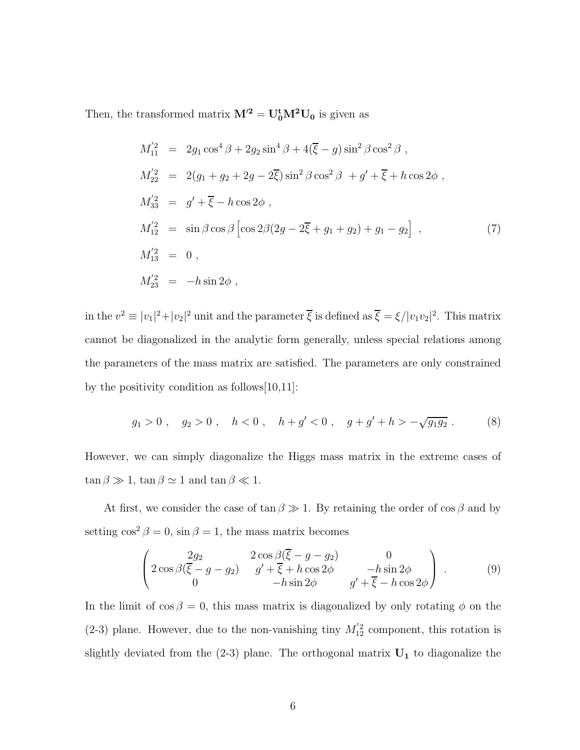Then, the transformed matrix $\mathbf{M'^2} = \mathbf{U_0^t M^2 U_0}$ is given as

$$
\begin{aligned}
M'^2_{11} &= 2g_1 \cos^4\beta + 2g_2 \sin^4\beta + 4(\overline{\xi} - g)\sin^2\beta\cos^2\beta \ , \\
M'^2_{22} &= 2(g_1 + g_2 + 2g - 2\overline{\xi})\sin^2\beta\cos^2\beta \ + g' + \overline{\xi} + h\cos 2\phi \ , \\
M'^2_{33} &= g' + \overline{\xi} - h\cos 2\phi \ , \\
M'^2_{12} &= \sin\beta\cos\beta\left[\cos 2\beta(2g - 2\overline{\xi} + g_1 + g_2) + g_1 - g_2\right] \ , \\
M'^2_{13} &= 0 \ , \\
M'^2_{23} &= -h\sin 2\phi \ ,
\end{aligned}
\tag{7}
$$

in the $v^2 \equiv |v_1|^2 + |v_2|^2$ unit and the parameter $\overline{\xi}$ is defined as $\overline{\xi} = \xi/|v_1 v_2|^2$. This matrix cannot be diagonalized in the analytic form generally, unless special relations among the parameters of the mass matrix are satisfied. The parameters are only constrained by the positivity condition as follows[10,11]:

$$
g_1 > 0 \ , \quad g_2 > 0 \ , \quad h < 0 \ , \quad h + g' < 0 \ , \quad g + g' + h > -\sqrt{g_1 g_2} \ . \tag{8}
$$

However, we can simply diagonalize the Higgs mass matrix in the extreme cases of $\tan\beta \gg 1$, $\tan\beta \simeq 1$ and $\tan\beta \ll 1$.

At first, we consider the case of $\tan\beta \gg 1$. By retaining the order of $\cos\beta$ and by setting $\cos^2\beta = 0$, $\sin\beta = 1$, the mass matrix becomes

$$
\begin{pmatrix}
2g_2 & 2\cos\beta(\overline{\xi} - g - g_2) & 0 \\
2\cos\beta(\overline{\xi} - g - g_2) & g' + \overline{\xi} + h\cos 2\phi & -h\sin 2\phi \\
0 & -h\sin 2\phi & g' + \overline{\xi} - h\cos 2\phi
\end{pmatrix} \ . \tag{9}
$$

In the limit of $\cos\beta = 0$, this mass matrix is diagonalized by only rotating $\phi$ on the (2-3) plane. However, due to the non-vanishing tiny $M'^2_{12}$ component, this rotation is slightly deviated from the (2-3) plane. The orthogonal matrix $\mathbf{U_1}$ to diagonalize the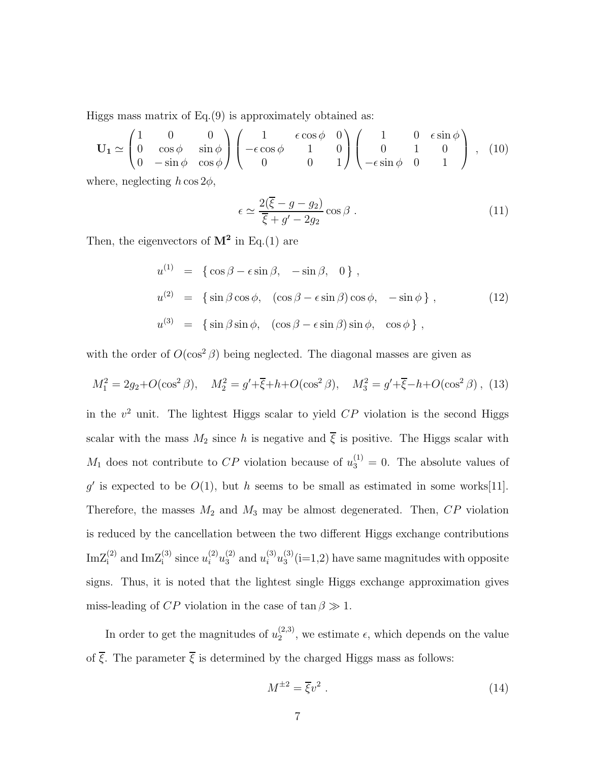Higgs mass matrix of Eq.(9) is approximately obtained as:

$$
\mathbf{U_1} \simeq \begin{pmatrix} 1 & 0 & 0 \\ 0 & \cos\phi & \sin\phi \\ 0 & -\sin\phi & \cos\phi \end{pmatrix} \begin{pmatrix} 1 & \epsilon\cos\phi & 0 \\ -\epsilon\cos\phi & 1 & 0 \\ 0 & 0 & 1 \end{pmatrix} \begin{pmatrix} 1 & 0 & \epsilon\sin\phi \\ 0 & 1 & 0 \\ -\epsilon\sin\phi & 0 & 1 \end{pmatrix} , \quad (10)
$$

where, neglecting $h\cos 2\phi$,

$$
\epsilon \simeq \frac{2(\overline{\xi} - g - g_2)}{\overline{\xi} + g' - 2g_2} \cos\beta \ . \quad (11)
$$

Then, the eigenvectors of $\mathbf{M^2}$ in Eq.(1) are

$$
\begin{aligned}
u^{(1)} &= \{ \cos\beta - \epsilon\sin\beta, \quad -\sin\beta, \quad 0 \} , \\
u^{(2)} &= \{ \sin\beta\cos\phi, \quad (\cos\beta - \epsilon\sin\beta)\cos\phi, \quad -\sin\phi \} , \\
u^{(3)} &= \{ \sin\beta\sin\phi, \quad (\cos\beta - \epsilon\sin\beta)\sin\phi, \quad \cos\phi \} ,
\end{aligned} \quad (12)
$$

with the order of $O(\cos^2\beta)$ being neglected. The diagonal masses are given as

$$
M_1^2 = 2g_2 + O(\cos^2\beta), \quad M_2^2 = g' + \overline{\xi} + h + O(\cos^2\beta), \quad M_3^2 = g' + \overline{\xi} - h + O(\cos^2\beta) , \quad (13)
$$

in the $v^2$ unit. The lightest Higgs scalar to yield $CP$ violation is the second Higgs scalar with the mass $M_2$ since $h$ is negative and $\overline{\xi}$ is positive. The Higgs scalar with $M_1$ does not contribute to $CP$ violation because of $u_3^{(1)} = 0$. The absolute values of $g'$ is expected to be $O(1)$, but $h$ seems to be small as estimated in some works[11]. Therefore, the masses $M_2$ and $M_3$ may be almost degenerated. Then, $CP$ violation is reduced by the cancellation between the two different Higgs exchange contributions $\mathrm{ImZ_i^{(2)}}$ and $\mathrm{ImZ_i^{(3)}}$ since $u_i^{(2)}u_3^{(2)}$ and $u_i^{(3)}u_3^{(3)}$(i=1,2) have same magnitudes with opposite signs. Thus, it is noted that the lightest single Higgs exchange approximation gives miss-leading of $CP$ violation in the case of $\tan\beta \gg 1$.

In order to get the magnitudes of $u_2^{(2,3)}$, we estimate $\epsilon$, which depends on the value of $\overline{\xi}$. The parameter $\overline{\xi}$ is determined by the charged Higgs mass as follows:

$$
M^{\pm 2} = \overline{\xi} v^2 \ . \quad (14)
$$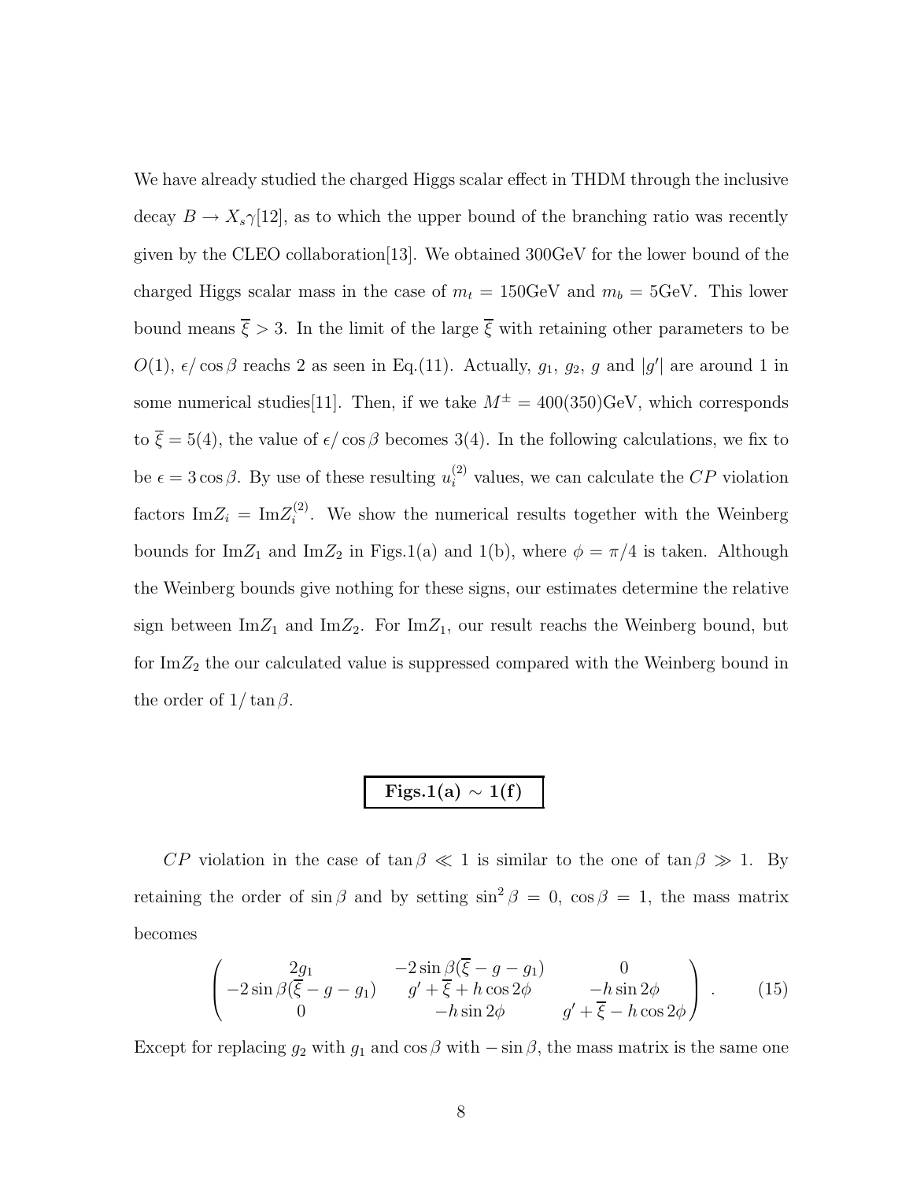We have already studied the charged Higgs scalar effect in THDM through the inclusive decay $B \to X_s \gamma$[12], as to which the upper bound of the branching ratio was recently given by the CLEO collaboration[13]. We obtained 300GeV for the lower bound of the charged Higgs scalar mass in the case of $m_t = 150$GeV and $m_b = 5$GeV. This lower bound means $\overline{\xi} > 3$. In the limit of the large $\overline{\xi}$ with retaining other parameters to be $O(1)$, $\epsilon / \cos\beta$ reachs 2 as seen in Eq.(11). Actually, $g_1$, $g_2$, $g$ and $|g'|$ are around 1 in some numerical studies[11]. Then, if we take $M^{\pm} = 400(350)$GeV, which corresponds to $\overline{\xi} = 5(4)$, the value of $\epsilon / \cos\beta$ becomes 3(4). In the following calculations, we fix to be $\epsilon = 3 \cos\beta$. By use of these resulting $u_i^{(2)}$ values, we can calculate the $CP$ violation factors $\mathrm{Im} Z_i = \mathrm{Im} Z_i^{(2)}$. We show the numerical results together with the Weinberg bounds for $\mathrm{Im} Z_1$ and $\mathrm{Im} Z_2$ in Figs.1(a) and 1(b), where $\phi = \pi/4$ is taken. Although the Weinberg bounds give nothing for these signs, our estimates determine the relative sign between $\mathrm{Im} Z_1$ and $\mathrm{Im} Z_2$. For $\mathrm{Im} Z_1$, our result reachs the Weinberg bound, but for $\mathrm{Im} Z_2$ the our calculated value is suppressed compared with the Weinberg bound in the order of $1/\tan\beta$.

**Figs.1(a) $\sim$ 1(f)**

$CP$ violation in the case of $\tan\beta \ll 1$ is similar to the one of $\tan\beta \gg 1$. By retaining the order of $\sin\beta$ and by setting $\sin^2\beta = 0$, $\cos\beta = 1$, the mass matrix becomes

$$
\begin{pmatrix}
2g_1 & -2\sin\beta(\overline{\xi} - g - g_1) & 0 \\
-2\sin\beta(\overline{\xi} - g - g_1) & g' + \overline{\xi} + h\cos 2\phi & -h\sin 2\phi \\
0 & -h\sin 2\phi & g' + \overline{\xi} - h\cos 2\phi
\end{pmatrix} . \tag{15}
$$

Except for replacing $g_2$ with $g_1$ and $\cos\beta$ with $-\sin\beta$, the mass matrix is the same one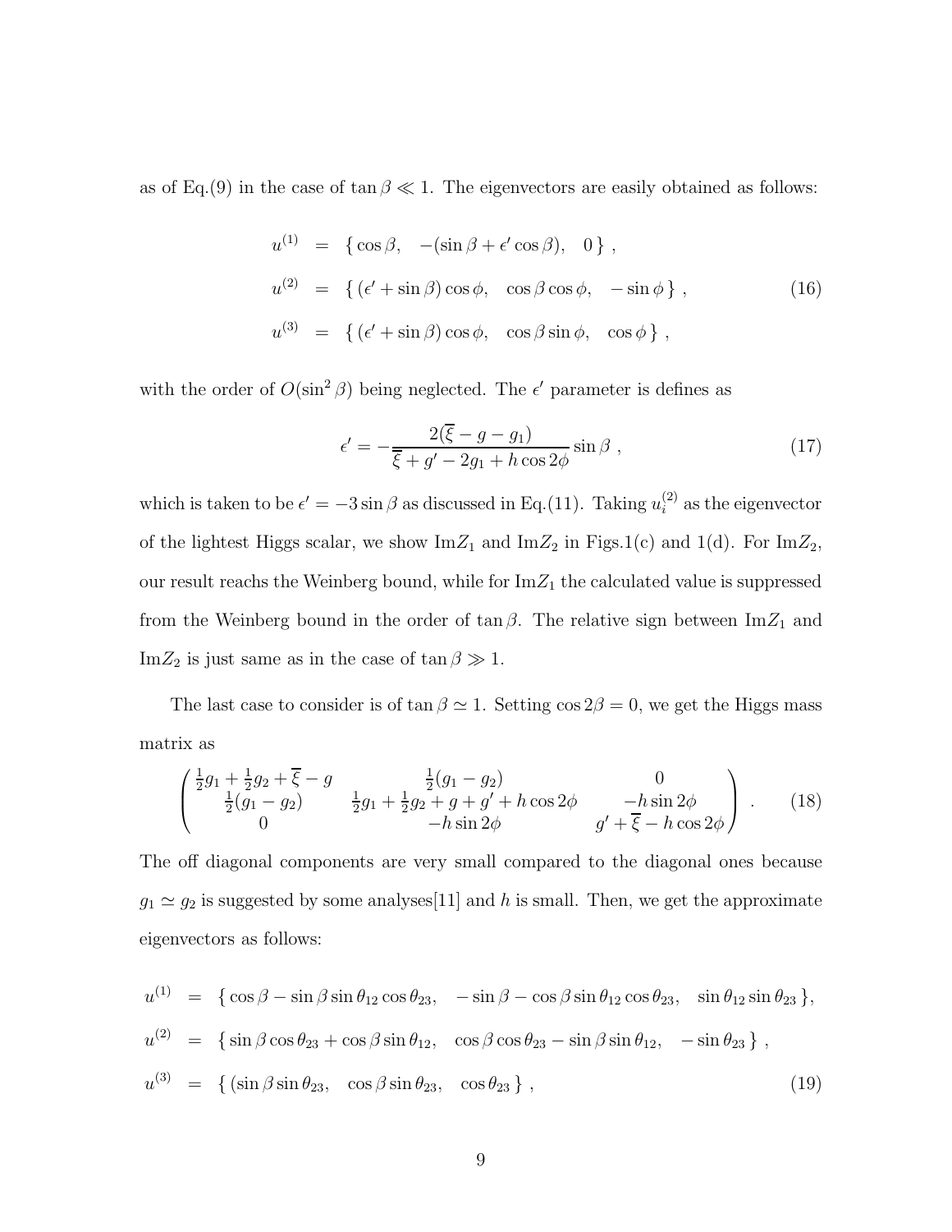as of Eq.(9) in the case of $\tan\beta \ll 1$. The eigenvectors are easily obtained as follows:

$$
\begin{aligned}
u^{(1)} &= \{\, \cos\beta, \quad -(\sin\beta + \epsilon' \cos\beta), \quad 0 \,\} \,, \\
u^{(2)} &= \{\, (\epsilon' + \sin\beta)\cos\phi, \quad \cos\beta\cos\phi, \quad -\sin\phi \,\} \,, \\
u^{(3)} &= \{\, (\epsilon' + \sin\beta)\cos\phi, \quad \cos\beta\sin\phi, \quad \cos\phi \,\} \,,
\end{aligned}
\tag{16}
$$

with the order of $O(\sin^2\beta)$ being neglected. The $\epsilon'$ parameter is defines as

$$
\epsilon' = -\frac{2(\overline{\xi} - g - g_1)}{\overline{\xi} + g' - 2g_1 + h\cos 2\phi}\sin\beta \,, \tag{17}
$$

which is taken to be $\epsilon' = -3\sin\beta$ as discussed in Eq.(11). Taking $u_i^{(2)}$ as the eigenvector of the lightest Higgs scalar, we show $\mathrm{Im}Z_1$ and $\mathrm{Im}Z_2$ in Figs.1(c) and 1(d). For $\mathrm{Im}Z_2$, our result reachs the Weinberg bound, while for $\mathrm{Im}Z_1$ the calculated value is suppressed from the Weinberg bound in the order of $\tan\beta$. The relative sign between $\mathrm{Im}Z_1$ and $\mathrm{Im}Z_2$ is just same as in the case of $\tan\beta \gg 1$.

The last case to consider is of $\tan\beta \simeq 1$. Setting $\cos 2\beta = 0$, we get the Higgs mass matrix as

$$
\begin{pmatrix}
\frac{1}{2}g_1 + \frac{1}{2}g_2 + \overline{\xi} - g & \frac{1}{2}(g_1 - g_2) & 0 \\
\frac{1}{2}(g_1 - g_2) & \frac{1}{2}g_1 + \frac{1}{2}g_2 + g + g' + h\cos 2\phi & -h\sin 2\phi \\
0 & -h\sin 2\phi & g' + \overline{\xi} - h\cos 2\phi
\end{pmatrix} . \tag{18}
$$

The off diagonal components are very small compared to the diagonal ones because $g_1 \simeq g_2$ is suggested by some analyses[11] and $h$ is small. Then, we get the approximate eigenvectors as follows:

$$
\begin{aligned}
u^{(1)} &= \{\, \cos\beta - \sin\beta\sin\theta_{12}\cos\theta_{23}, \quad -\sin\beta - \cos\beta\sin\theta_{12}\cos\theta_{23}, \quad \sin\theta_{12}\sin\theta_{23} \,\}, \\
u^{(2)} &= \{\, \sin\beta\cos\theta_{23} + \cos\beta\sin\theta_{12}, \quad \cos\beta\cos\theta_{23} - \sin\beta\sin\theta_{12}, \quad -\sin\theta_{23} \,\} \,, \\
u^{(3)} &= \{\, (\sin\beta\sin\theta_{23}, \quad \cos\beta\sin\theta_{23}, \quad \cos\theta_{23} \,\} \,,
\end{aligned}
\tag{19}
$$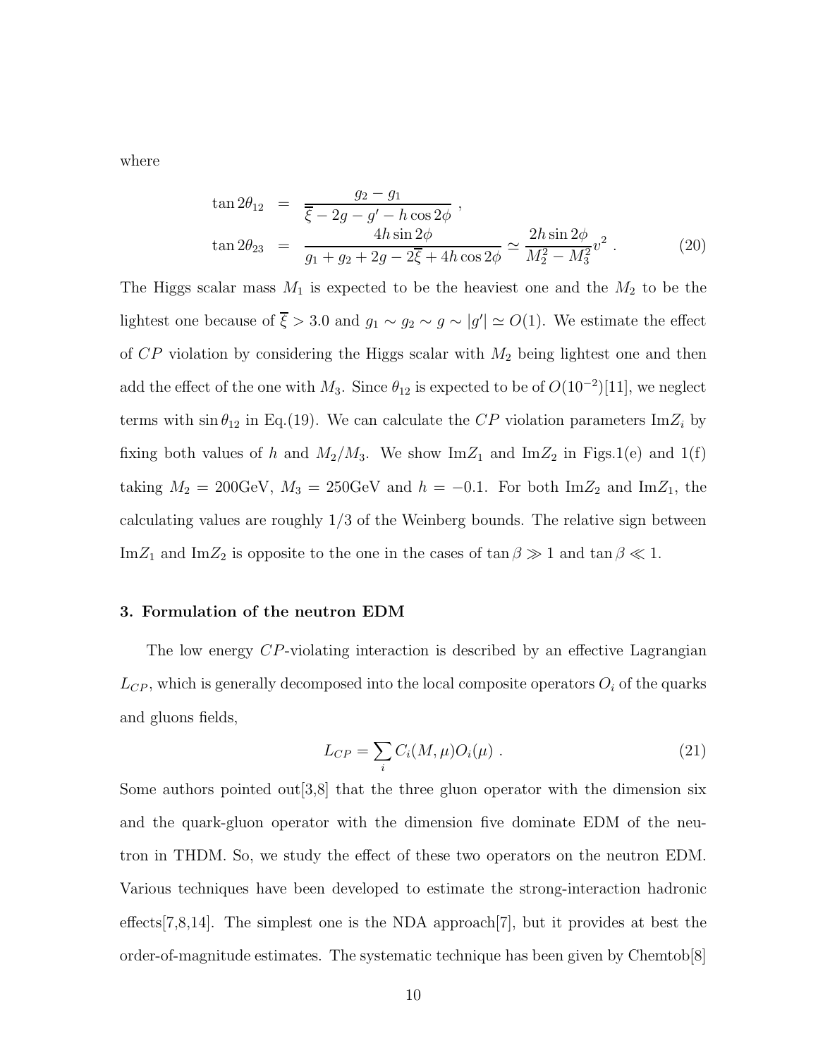where

$$
\begin{aligned}
\tan 2\theta_{12} &= \frac{g_2 - g_1}{\overline{\xi} - 2g - g' - h\cos 2\phi} \ , \\
\tan 2\theta_{23} &= \frac{4h\sin 2\phi}{g_1 + g_2 + 2g - 2\overline{\xi} + 4h\cos 2\phi} \simeq \frac{2h\sin 2\phi}{M_2^2 - M_3^2} v^2 \ .
\end{aligned} \tag{20}
$$

The Higgs scalar mass $M_1$ is expected to be the heaviest one and the $M_2$ to be the lightest one because of $\overline{\xi} > 3.0$ and $g_1 \sim g_2 \sim g \sim |g'| \simeq O(1)$. We estimate the effect of $CP$ violation by considering the Higgs scalar with $M_2$ being lightest one and then add the effect of the one with $M_3$. Since $\theta_{12}$ is expected to be of $O(10^{-2})$[11], we neglect terms with $\sin\theta_{12}$ in Eq.(19). We can calculate the $CP$ violation parameters $\mathrm{Im}Z_i$ by fixing both values of $h$ and $M_2/M_3$. We show $\mathrm{Im}Z_1$ and $\mathrm{Im}Z_2$ in Figs.1(e) and 1(f) taking $M_2 = 200\mathrm{GeV}$, $M_3 = 250\mathrm{GeV}$ and $h = -0.1$. For both $\mathrm{Im}Z_2$ and $\mathrm{Im}Z_1$, the calculating values are roughly 1/3 of the Weinberg bounds. The relative sign between $\mathrm{Im}Z_1$ and $\mathrm{Im}Z_2$ is opposite to the one in the cases of $\tan\beta \gg 1$ and $\tan\beta \ll 1$.

### 3. Formulation of the neutron EDM

The low energy $CP$-violating interaction is described by an effective Lagrangian $L_{CP}$, which is generally decomposed into the local composite operators $O_i$ of the quarks and gluons fields,

$$
L_{CP} = \sum_i C_i(M,\mu) O_i(\mu) \ . \tag{21}
$$

Some authors pointed out[3,8] that the three gluon operator with the dimension six and the quark-gluon operator with the dimension five dominate EDM of the neutron in THDM. So, we study the effect of these two operators on the neutron EDM. Various techniques have been developed to estimate the strong-interaction hadronic effects[7,8,14]. The simplest one is the NDA approach[7], but it provides at best the order-of-magnitude estimates. The systematic technique has been given by Chemtob[8]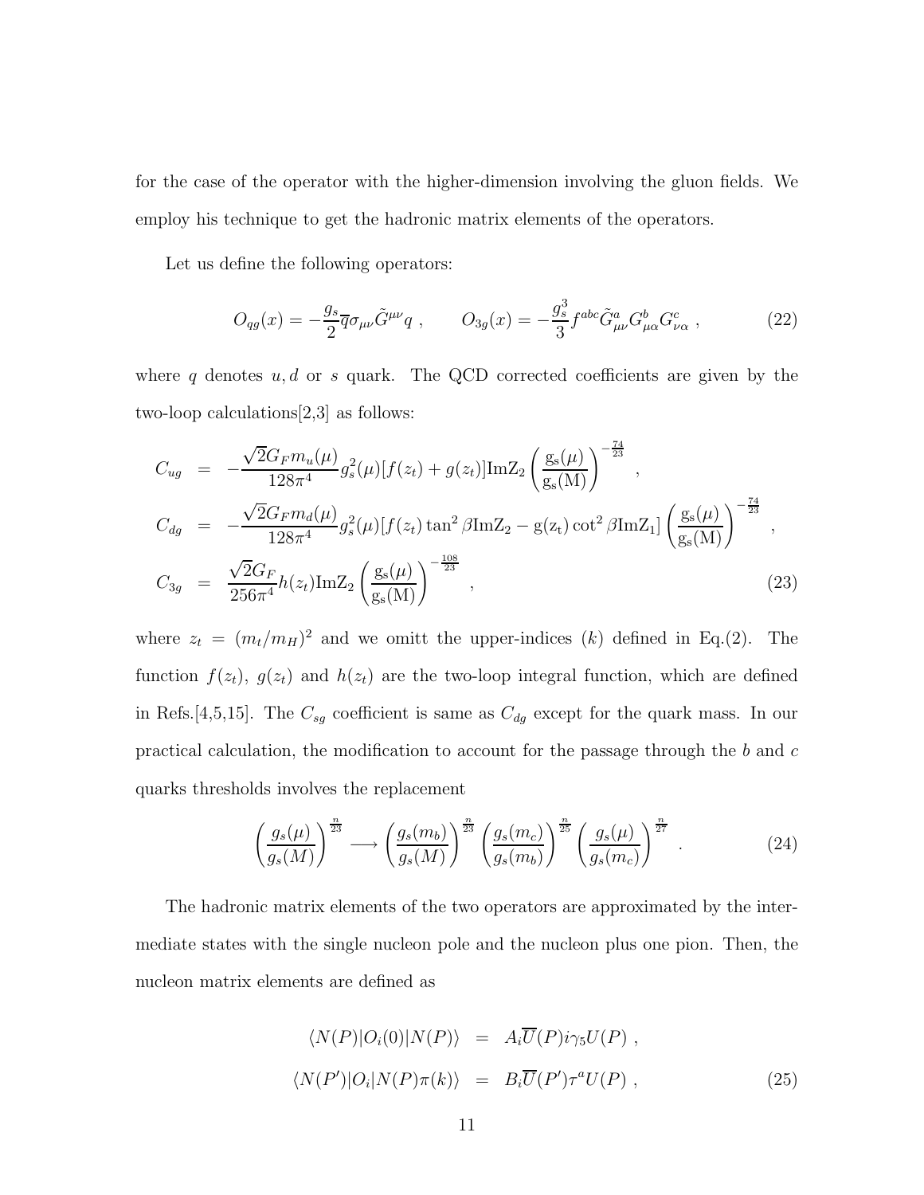for the case of the operator with the higher-dimension involving the gluon fields. We employ his technique to get the hadronic matrix elements of the operators.

Let us define the following operators:

$$O_{qg}(x) = -\frac{g_s}{2}\overline{q}\sigma_{\mu\nu}\tilde{G}^{\mu\nu}q \ , \qquad O_{3g}(x) = -\frac{g_s^3}{3}f^{abc}\tilde{G}^a_{\mu\nu}G^b_{\mu\alpha}G^c_{\nu\alpha} \ , \tag{22}$$

where $q$ denotes $u, d$ or $s$ quark. The QCD corrected coefficients are given by the two-loop calculations[2,3] as follows:

$$\begin{aligned}
C_{ug} &= -\frac{\sqrt{2}G_F m_u(\mu)}{128\pi^4}g_s^2(\mu)[f(z_t)+g(z_t)]\mathrm{Im Z_2}\left(\frac{\mathrm{g_s(\mu)}}{\mathrm{g_s(M)}}\right)^{-\frac{74}{23}} \ , \\
C_{dg} &= -\frac{\sqrt{2}G_F m_d(\mu)}{128\pi^4}g_s^2(\mu)[f(z_t)\tan^2\beta \mathrm{Im Z_2} - \mathrm{g(z_t)}\cot^2\beta \mathrm{Im Z_1}]\left(\frac{\mathrm{g_s(\mu)}}{\mathrm{g_s(M)}}\right)^{-\frac{74}{23}} \ , \\
C_{3g} &= \frac{\sqrt{2}G_F}{256\pi^4}h(z_t)\mathrm{Im Z_2}\left(\frac{\mathrm{g_s(\mu)}}{\mathrm{g_s(M)}}\right)^{-\frac{108}{23}} \ ,
\end{aligned} \tag{23}$$

where $z_t = (m_t/m_H)^2$ and we omitt the upper-indices $(k)$ defined in Eq.(2). The function $f(z_t)$, $g(z_t)$ and $h(z_t)$ are the two-loop integral function, which are defined in Refs.[4,5,15]. The $C_{sg}$ coefficient is same as $C_{dg}$ except for the quark mass. In our practical calculation, the modification to account for the passage through the $b$ and $c$ quarks thresholds involves the replacement

$$\left(\frac{g_s(\mu)}{g_s(M)}\right)^{\frac{n}{23}} \longrightarrow \left(\frac{g_s(m_b)}{g_s(M)}\right)^{\frac{n}{23}}\left(\frac{g_s(m_c)}{g_s(m_b)}\right)^{\frac{n}{25}}\left(\frac{g_s(\mu)}{g_s(m_c)}\right)^{\frac{n}{27}} \ . \tag{24}$$

The hadronic matrix elements of the two operators are approximated by the intermediate states with the single nucleon pole and the nucleon plus one pion. Then, the nucleon matrix elements are defined as

$$\begin{aligned}
\langle N(P)|O_i(0)|N(P)\rangle &= A_i\overline{U}(P)i\gamma_5 U(P) \ , \\
\langle N(P')|O_i|N(P)\pi(k)\rangle &= B_i\overline{U}(P')\tau^a U(P) \ ,
\end{aligned} \tag{25}$$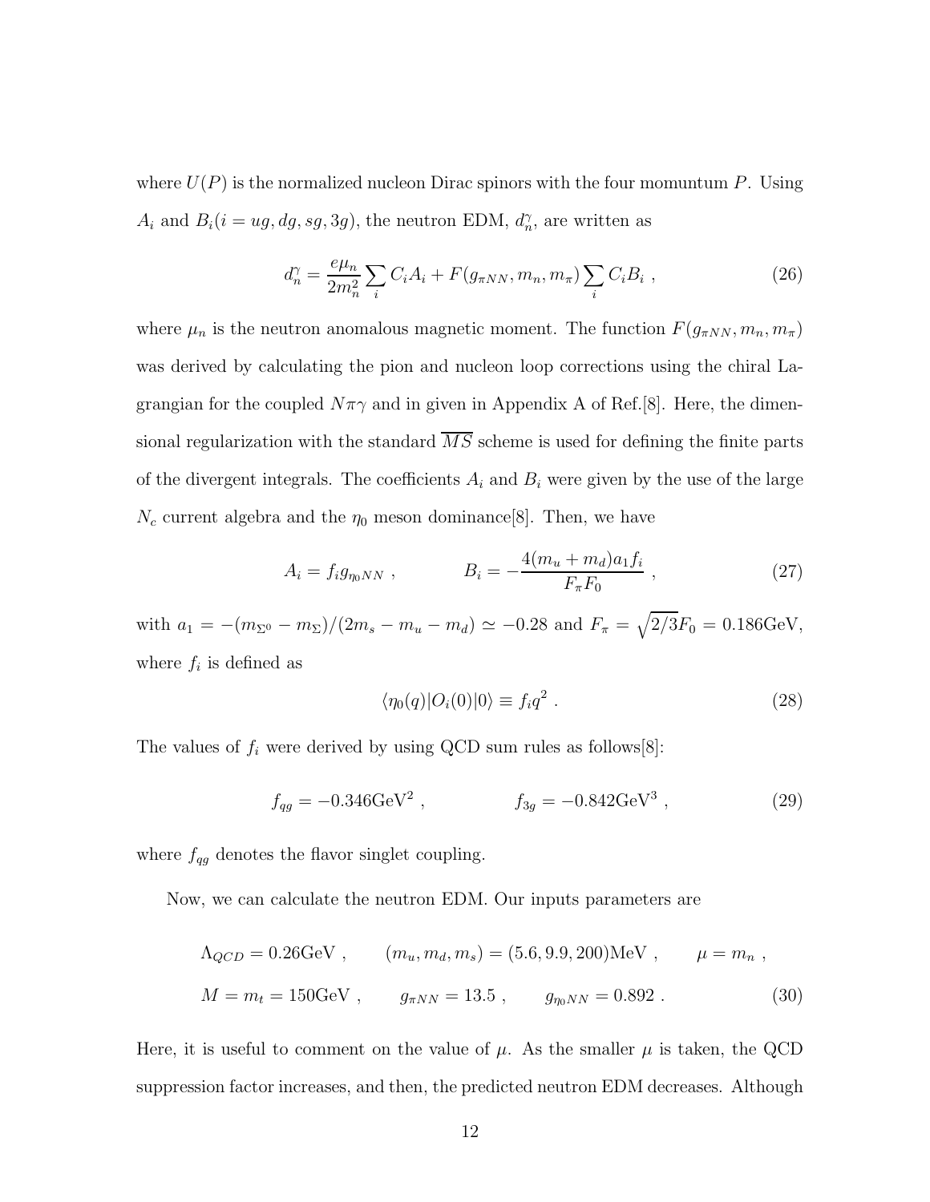where $U(P)$ is the normalized nucleon Dirac spinors with the four momuntum $P$. Using $A_i$ and $B_i (i = ug, dg, sg, 3g)$, the neutron EDM, $d_n^\gamma$, are written as

$$d_n^\gamma = \frac{e\mu_n}{2m_n^2} \sum_i C_i A_i + F(g_{\pi NN}, m_n, m_\pi) \sum_i C_i B_i \ , \tag{26}$$

where $\mu_n$ is the neutron anomalous magnetic moment. The function $F(g_{\pi NN}, m_n, m_\pi)$ was derived by calculating the pion and nucleon loop corrections using the chiral Lagrangian for the coupled $N\pi\gamma$ and in given in Appendix A of Ref.[8]. Here, the dimensional regularization with the standard $\overline{MS}$ scheme is used for defining the finite parts of the divergent integrals. The coefficients $A_i$ and $B_i$ were given by the use of the large $N_c$ current algebra and the $\eta_0$ meson dominance[8]. Then, we have

$$A_i = f_i g_{\eta_0 NN} \ , \qquad\qquad B_i = -\frac{4(m_u + m_d) a_1 f_i}{F_\pi F_0} \ , \tag{27}$$

with $a_1 = -(m_{\Sigma^0} - m_\Sigma)/(2m_s - m_u - m_d) \simeq -0.28$ and $F_\pi = \sqrt{2/3} F_0 = 0.186\text{GeV}$, where $f_i$ is defined as

$$\langle \eta_0(q) | O_i(0) | 0 \rangle \equiv f_i q^2 \ . \tag{28}$$

The values of $f_i$ were derived by using QCD sum rules as follows[8]:

$$f_{qg} = -0.346\text{GeV}^2 \ , \qquad\qquad f_{3g} = -0.842\text{GeV}^3 \ , \tag{29}$$

where $f_{qg}$ denotes the flavor singlet coupling.

Now, we can calculate the neutron EDM. Our inputs parameters are

$$\begin{aligned} &\Lambda_{QCD} = 0.26\text{GeV} \ , \qquad (m_u, m_d, m_s) = (5.6, 9.9, 200)\text{MeV} \ , \qquad \mu = m_n \ , \\ &M = m_t = 150\text{GeV} \ , \qquad g_{\pi NN} = 13.5 \ , \qquad g_{\eta_0 NN} = 0.892 \ . \end{aligned} \tag{30}$$

Here, it is useful to comment on the value of $\mu$. As the smaller $\mu$ is taken, the QCD suppression factor increases, and then, the predicted neutron EDM decreases. Although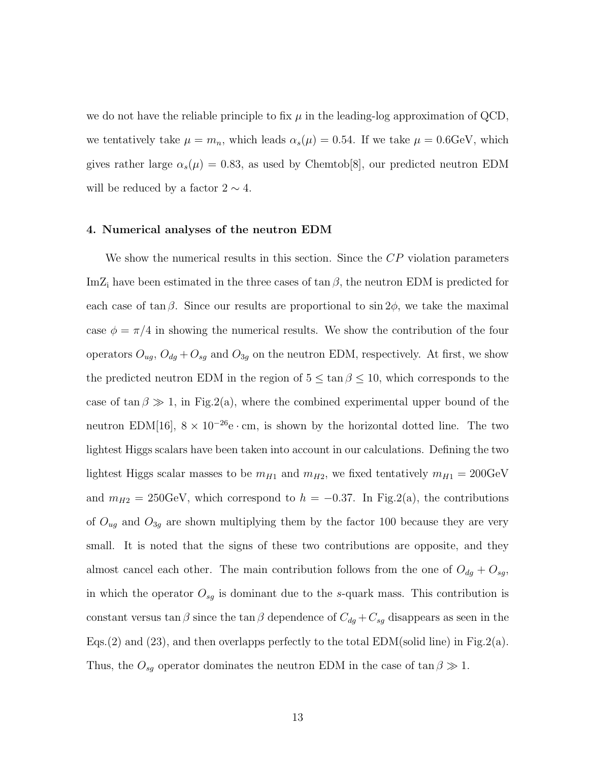we do not have the reliable principle to fix $\mu$ in the leading-log approximation of QCD, we tentatively take $\mu = m_n$, which leads $\alpha_s(\mu) = 0.54$. If we take $\mu = 0.6\text{GeV}$, which gives rather large $\alpha_s(\mu) = 0.83$, as used by Chemtob[8], our predicted neutron EDM will be reduced by a factor $2 \sim 4$.

### 4. Numerical analyses of the neutron EDM

We show the numerical results in this section. Since the $CP$ violation parameters $\mathrm{ImZ_i}$ have been estimated in the three cases of $\tan\beta$, the neutron EDM is predicted for each case of $\tan\beta$. Since our results are proportional to $\sin 2\phi$, we take the maximal case $\phi = \pi/4$ in showing the numerical results. We show the contribution of the four operators $O_{ug}$, $O_{dg} + O_{sg}$ and $O_{3g}$ on the neutron EDM, respectively. At first, we show the predicted neutron EDM in the region of $5 \leq \tan\beta \leq 10$, which corresponds to the case of $\tan\beta \gg 1$, in Fig.2(a), where the combined experimental upper bound of the neutron EDM[16], $8 \times 10^{-26}\mathrm{e} \cdot \mathrm{cm}$, is shown by the horizontal dotted line. The two lightest Higgs scalars have been taken into account in our calculations. Defining the two lightest Higgs scalar masses to be $m_{H1}$ and $m_{H2}$, we fixed tentatively $m_{H1} = 200\text{GeV}$ and $m_{H2} = 250\text{GeV}$, which correspond to $h = -0.37$. In Fig.2(a), the contributions of $O_{ug}$ and $O_{3g}$ are shown multiplying them by the factor 100 because they are very small. It is noted that the signs of these two contributions are opposite, and they almost cancel each other. The main contribution follows from the one of $O_{dg} + O_{sg}$, in which the operator $O_{sg}$ is dominant due to the $s$-quark mass. This contribution is constant versus $\tan\beta$ since the $\tan\beta$ dependence of $C_{dg} + C_{sg}$ disappears as seen in the Eqs.(2) and (23), and then overlapps perfectly to the total EDM(solid line) in Fig.2(a). Thus, the $O_{sg}$ operator dominates the neutron EDM in the case of $\tan\beta \gg 1$.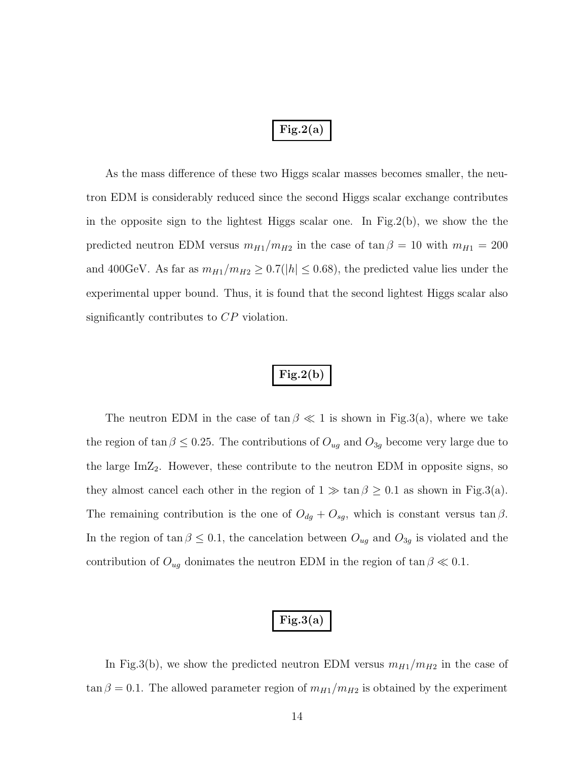**Fig.2(a)**

As the mass difference of these two Higgs scalar masses becomes smaller, the neutron EDM is considerably reduced since the second Higgs scalar exchange contributes in the opposite sign to the lightest Higgs scalar one. In Fig.2(b), we show the the predicted neutron EDM versus $m_{H1}/m_{H2}$ in the case of $\tan\beta = 10$ with $m_{H1} = 200$ and 400GeV. As far as $m_{H1}/m_{H2} \geq 0.7 (|h| \leq 0.68)$, the predicted value lies under the experimental upper bound. Thus, it is found that the second lightest Higgs scalar also significantly contributes to $CP$ violation.

**Fig.2(b)**

The neutron EDM in the case of $\tan\beta \ll 1$ is shown in Fig.3(a), where we take the region of $\tan\beta \leq 0.25$. The contributions of $O_{ug}$ and $O_{3g}$ become very large due to the large $\mathrm{ImZ}_2$. However, these contribute to the neutron EDM in opposite signs, so they almost cancel each other in the region of $1 \gg \tan\beta \geq 0.1$ as shown in Fig.3(a). The remaining contribution is the one of $O_{dg} + O_{sg}$, which is constant versus $\tan\beta$. In the region of $\tan\beta \leq 0.1$, the cancelation between $O_{ug}$ and $O_{3g}$ is violated and the contribution of $O_{ug}$ donimates the neutron EDM in the region of $\tan\beta \ll 0.1$.

**Fig.3(a)**

In Fig.3(b), we show the predicted neutron EDM versus $m_{H1}/m_{H2}$ in the case of $\tan\beta = 0.1$. The allowed parameter region of $m_{H1}/m_{H2}$ is obtained by the experiment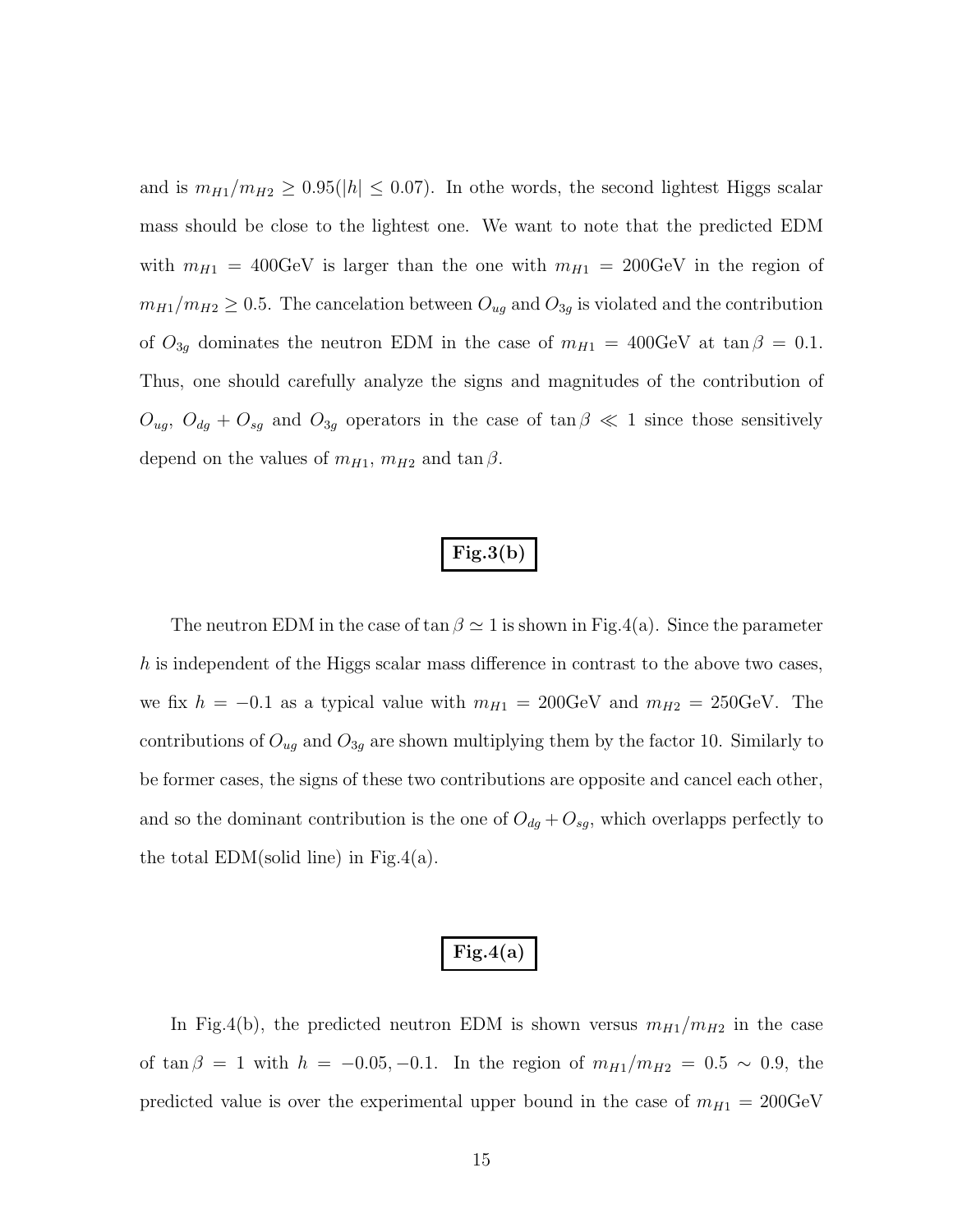and is $m_{H1}/m_{H2} \geq 0.95(|h| \leq 0.07)$. In othe words, the second lightest Higgs scalar mass should be close to the lightest one. We want to note that the predicted EDM with $m_{H1} = 400\text{GeV}$ is larger than the one with $m_{H1} = 200\text{GeV}$ in the region of $m_{H1}/m_{H2} \geq 0.5$. The cancelation between $O_{ug}$ and $O_{3g}$ is violated and the contribution of $O_{3g}$ dominates the neutron EDM in the case of $m_{H1} = 400\text{GeV}$ at $\tan\beta = 0.1$. Thus, one should carefully analyze the signs and magnitudes of the contribution of $O_{ug}$, $O_{dg} + O_{sg}$ and $O_{3g}$ operators in the case of $\tan\beta \ll 1$ since those sensitively depend on the values of $m_{H1}$, $m_{H2}$ and $\tan\beta$.

**Fig.3(b)**

The neutron EDM in the case of $\tan\beta \simeq 1$ is shown in Fig.4(a). Since the parameter $h$ is independent of the Higgs scalar mass difference in contrast to the above two cases, we fix $h = -0.1$ as a typical value with $m_{H1} = 200\text{GeV}$ and $m_{H2} = 250\text{GeV}$. The contributions of $O_{ug}$ and $O_{3g}$ are shown multiplying them by the factor 10. Similarly to be former cases, the signs of these two contributions are opposite and cancel each other, and so the dominant contribution is the one of $O_{dg} + O_{sg}$, which overlapps perfectly to the total EDM(solid line) in Fig.4(a).

**Fig.4(a)**

In Fig.4(b), the predicted neutron EDM is shown versus $m_{H1}/m_{H2}$ in the case of $\tan\beta = 1$ with $h = -0.05, -0.1$. In the region of $m_{H1}/m_{H2} = 0.5 \sim 0.9$, the predicted value is over the experimental upper bound in the case of $m_{H1} = 200\text{GeV}$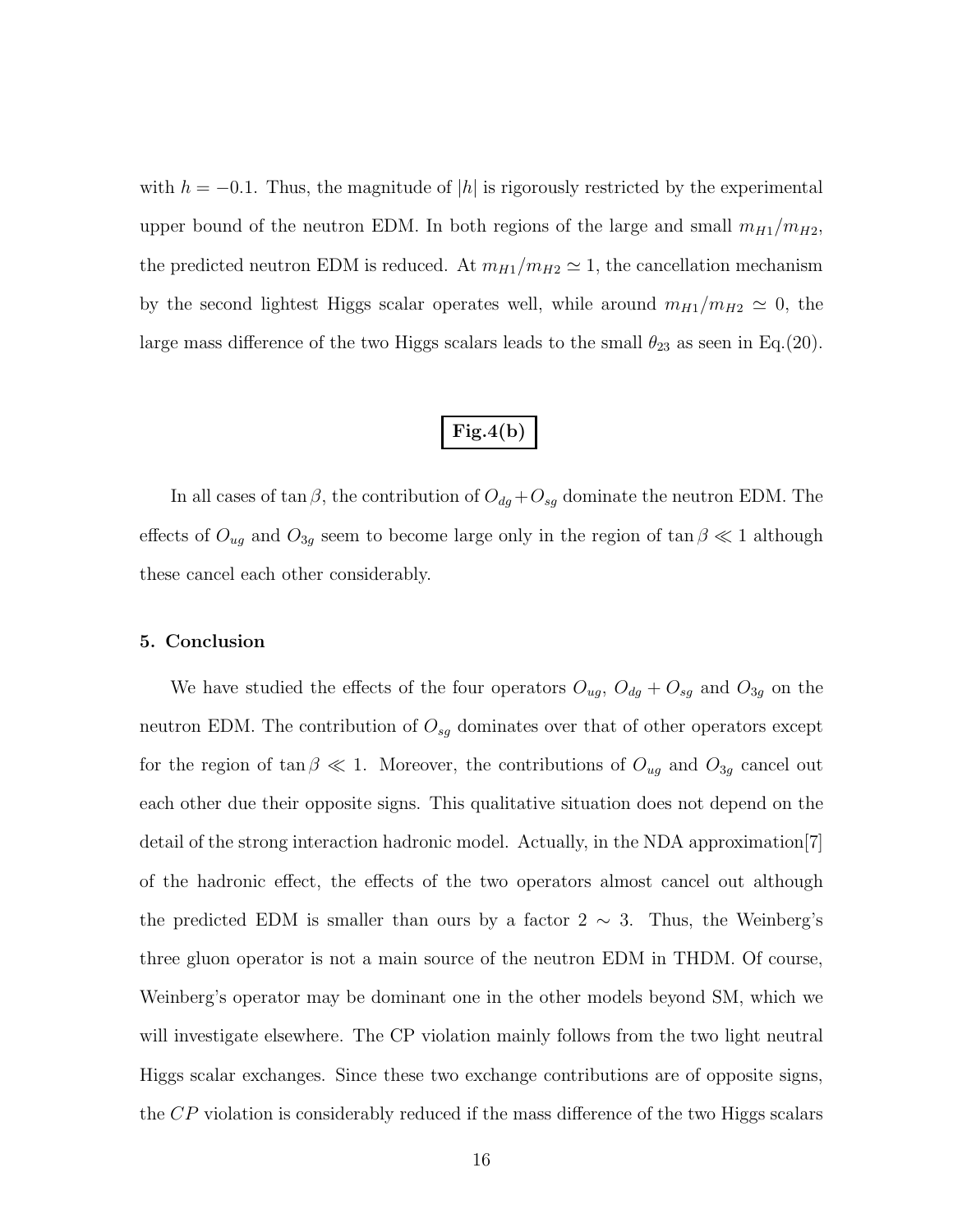with $h = -0.1$. Thus, the magnitude of $|h|$ is rigorously restricted by the experimental upper bound of the neutron EDM. In both regions of the large and small $m_{H1}/m_{H2}$, the predicted neutron EDM is reduced. At $m_{H1}/m_{H2} \simeq 1$, the cancellation mechanism by the second lightest Higgs scalar operates well, while around $m_{H1}/m_{H2} \simeq 0$, the large mass difference of the two Higgs scalars leads to the small $\theta_{23}$ as seen in Eq.(20).

**Fig.4(b)**

In all cases of $\tan\beta$, the contribution of $O_{dg} + O_{sg}$ dominate the neutron EDM. The effects of $O_{ug}$ and $O_{3g}$ seem to become large only in the region of $\tan\beta \ll 1$ although these cancel each other considerably.

## 5. Conclusion

We have studied the effects of the four operators $O_{ug}$, $O_{dg} + O_{sg}$ and $O_{3g}$ on the neutron EDM. The contribution of $O_{sg}$ dominates over that of other operators except for the region of $\tan\beta \ll 1$. Moreover, the contributions of $O_{ug}$ and $O_{3g}$ cancel out each other due their opposite signs. This qualitative situation does not depend on the detail of the strong interaction hadronic model. Actually, in the NDA approximation[7] of the hadronic effect, the effects of the two operators almost cancel out although the predicted EDM is smaller than ours by a factor $2 \sim 3$. Thus, the Weinberg's three gluon operator is not a main source of the neutron EDM in THDM. Of course, Weinberg's operator may be dominant one in the other models beyond SM, which we will investigate elsewhere. The CP violation mainly follows from the two light neutral Higgs scalar exchanges. Since these two exchange contributions are of opposite signs, the $CP$ violation is considerably reduced if the mass difference of the two Higgs scalars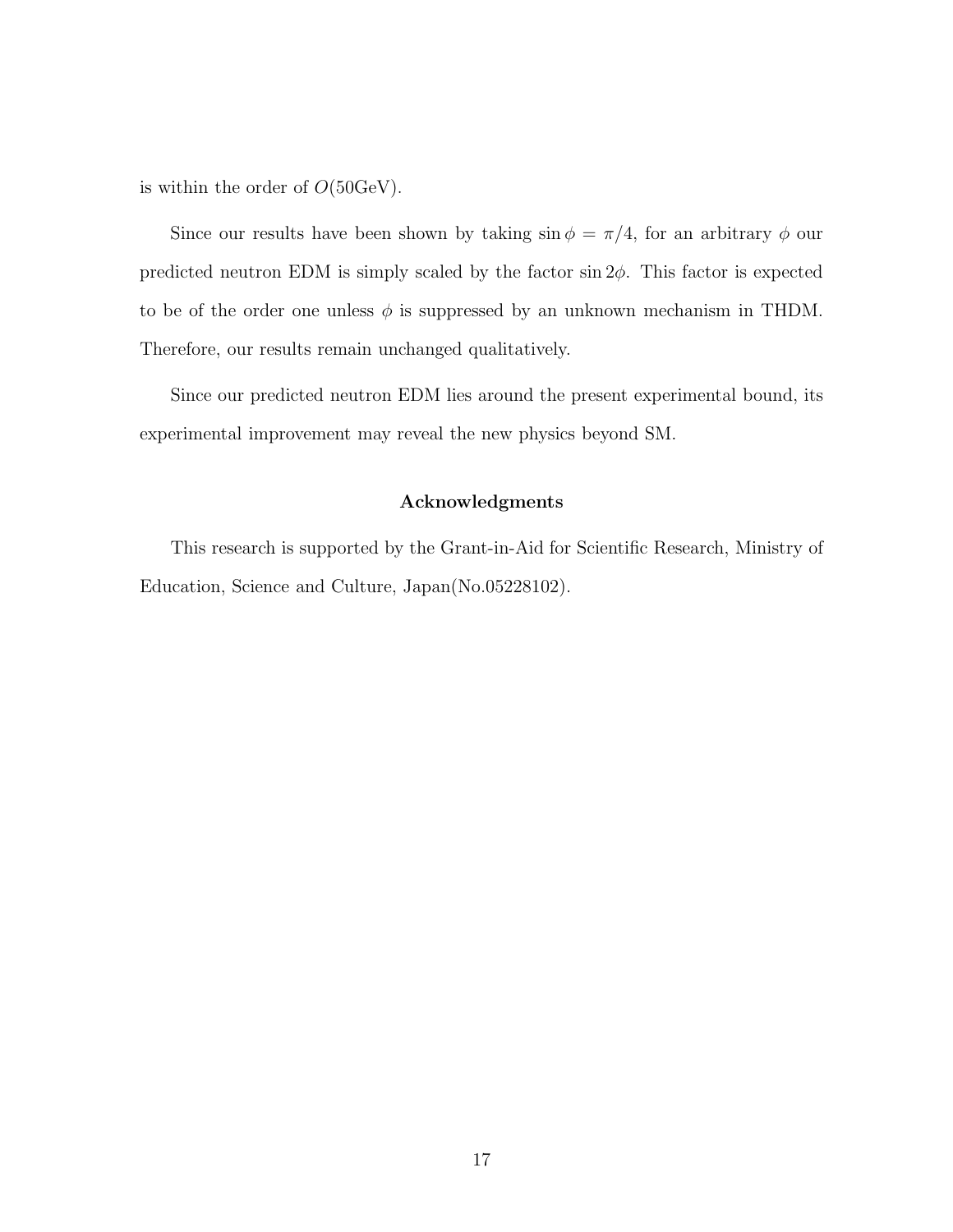is within the order of $O(50\text{GeV})$.

Since our results have been shown by taking $\sin\phi = \pi/4$, for an arbitrary $\phi$ our predicted neutron EDM is simply scaled by the factor $\sin 2\phi$. This factor is expected to be of the order one unless $\phi$ is suppressed by an unknown mechanism in THDM. Therefore, our results remain unchanged qualitatively.

Since our predicted neutron EDM lies around the present experimental bound, its experimental improvement may reveal the new physics beyond SM.

## Acknowledgments

This research is supported by the Grant-in-Aid for Scientific Research, Ministry of Education, Science and Culture, Japan(No.05228102).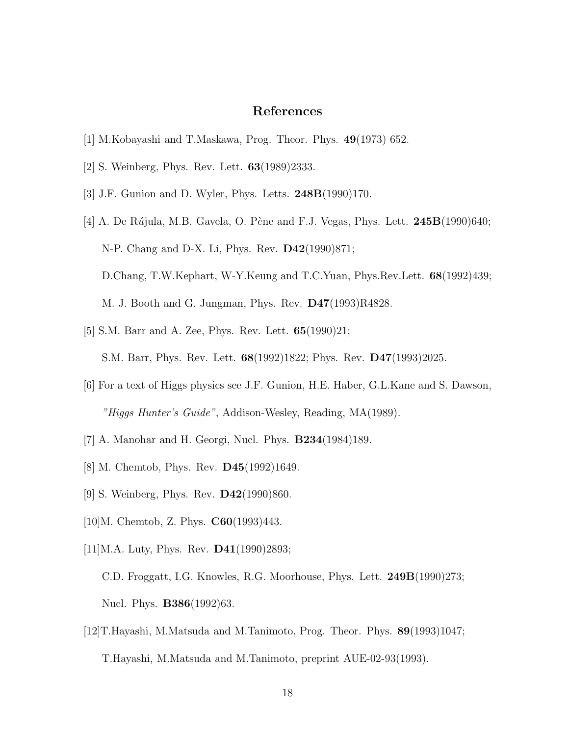## References

[1] M.Kobayashi and T.Maskawa, Prog. Theor. Phys. **49**(1973) 652.

[2] S. Weinberg, Phys. Rev. Lett. **63**(1989)2333.

[3] J.F. Gunion and D. Wyler, Phys. Letts. **248B**(1990)170.

[4] A. De Rújula, M.B. Gavela, O. Pène and F.J. Vegas, Phys. Lett. **245B**(1990)640;
N-P. Chang and D-X. Li, Phys. Rev. **D42**(1990)871;
D.Chang, T.W.Kephart, W-Y.Keung and T.C.Yuan, Phys.Rev.Lett. **68**(1992)439;
M. J. Booth and G. Jungman, Phys. Rev. **D47**(1993)R4828.

[5] S.M. Barr and A. Zee, Phys. Rev. Lett. **65**(1990)21;
S.M. Barr, Phys. Rev. Lett. **68**(1992)1822; Phys. Rev. **D47**(1993)2025.

[6] For a text of Higgs physics see J.F. Gunion, H.E. Haber, G.L.Kane and S. Dawson, *"Higgs Hunter's Guide"*, Addison-Wesley, Reading, MA(1989).

[7] A. Manohar and H. Georgi, Nucl. Phys. **B234**(1984)189.

[8] M. Chemtob, Phys. Rev. **D45**(1992)1649.

[9] S. Weinberg, Phys. Rev. **D42**(1990)860.

[10] M. Chemtob, Z. Phys. **C60**(1993)443.

[11] M.A. Luty, Phys. Rev. **D41**(1990)2893;
C.D. Froggatt, I.G. Knowles, R.G. Moorhouse, Phys. Lett. **249B**(1990)273;
Nucl. Phys. **B386**(1992)63.

[12] T.Hayashi, M.Matsuda and M.Tanimoto, Prog. Theor. Phys. **89**(1993)1047;
T.Hayashi, M.Matsuda and M.Tanimoto, preprint AUE-02-93(1993).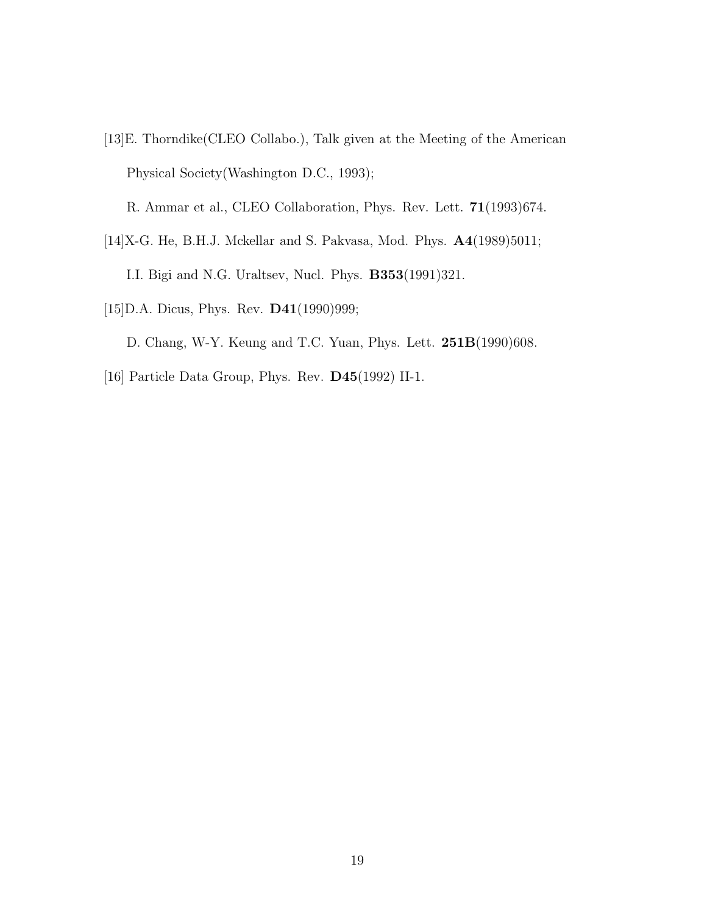[13]E. Thorndike(CLEO Collabo.), Talk given at the Meeting of the American Physical Society(Washington D.C., 1993);

R. Ammar et al., CLEO Collaboration, Phys. Rev. Lett. **71**(1993)674.

[14]X-G. He, B.H.J. Mckellar and S. Pakvasa, Mod. Phys. **A4**(1989)5011;

I.I. Bigi and N.G. Uraltsev, Nucl. Phys. **B353**(1991)321.

[15]D.A. Dicus, Phys. Rev. **D41**(1990)999;

D. Chang, W-Y. Keung and T.C. Yuan, Phys. Lett. **251B**(1990)608.

[16] Particle Data Group, Phys. Rev. **D45**(1992) II-1.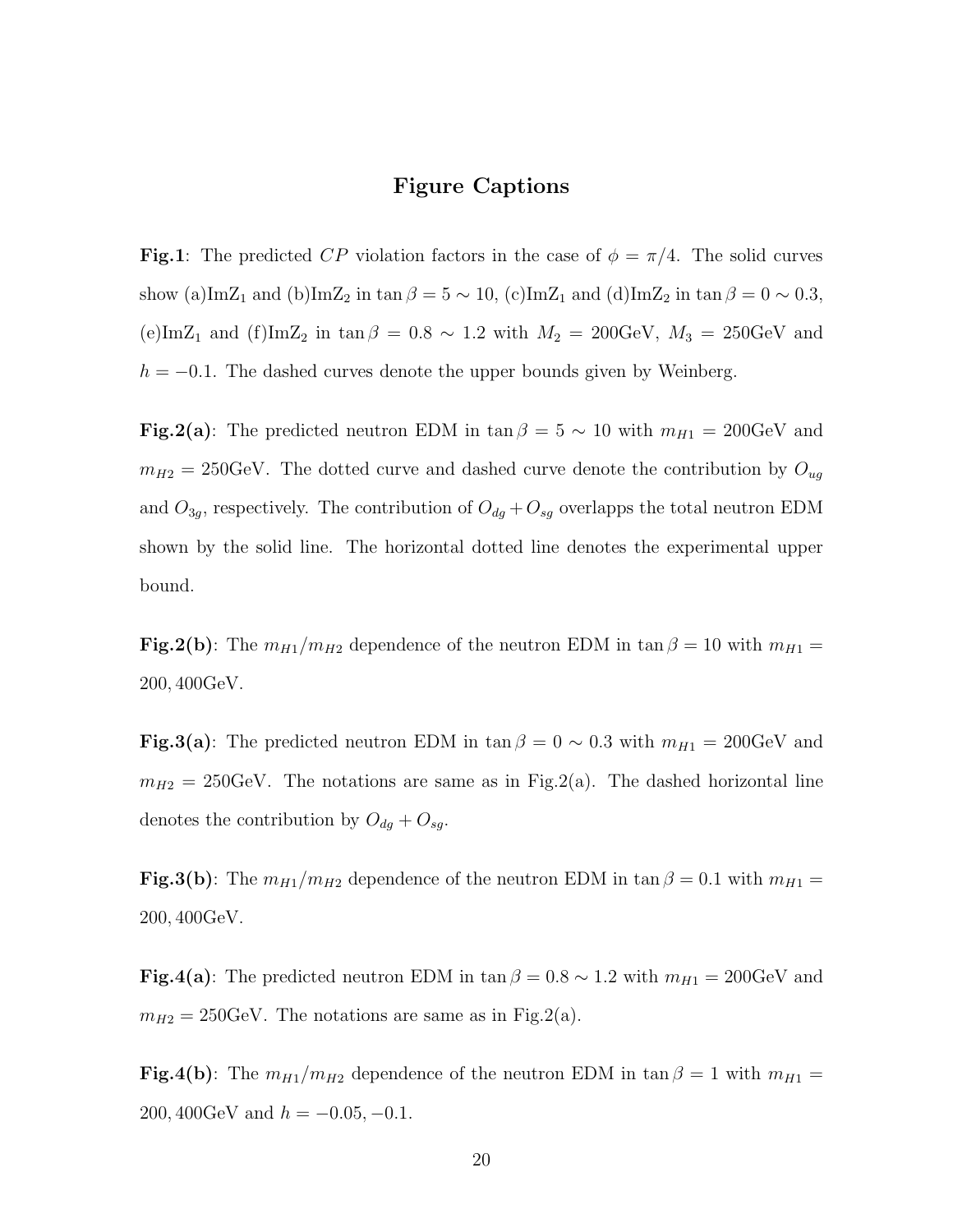# Figure Captions

**Fig.1**: The predicted $CP$ violation factors in the case of $\phi = \pi/4$. The solid curves show (a)$\mathrm{ImZ}_1$ and (b)$\mathrm{ImZ}_2$ in $\tan\beta = 5 \sim 10$, (c)$\mathrm{ImZ}_1$ and (d)$\mathrm{ImZ}_2$ in $\tan\beta = 0 \sim 0.3$, (e)$\mathrm{ImZ}_1$ and (f)$\mathrm{ImZ}_2$ in $\tan\beta = 0.8 \sim 1.2$ with $M_2 = 200\mathrm{GeV}$, $M_3 = 250\mathrm{GeV}$ and $h = -0.1$. The dashed curves denote the upper bounds given by Weinberg.

**Fig.2(a)**: The predicted neutron EDM in $\tan\beta = 5 \sim 10$ with $m_{H1} = 200\mathrm{GeV}$ and $m_{H2} = 250\mathrm{GeV}$. The dotted curve and dashed curve denote the contribution by $O_{ug}$ and $O_{3g}$, respectively. The contribution of $O_{dg} + O_{sg}$ overlapps the total neutron EDM shown by the solid line. The horizontal dotted line denotes the experimental upper bound.

**Fig.2(b)**: The $m_{H1}/m_{H2}$ dependence of the neutron EDM in $\tan\beta = 10$ with $m_{H1} = 200, 400\mathrm{GeV}$.

**Fig.3(a)**: The predicted neutron EDM in $\tan\beta = 0 \sim 0.3$ with $m_{H1} = 200\mathrm{GeV}$ and $m_{H2} = 250\mathrm{GeV}$. The notations are same as in Fig.2(a). The dashed horizontal line denotes the contribution by $O_{dg} + O_{sg}$.

**Fig.3(b)**: The $m_{H1}/m_{H2}$ dependence of the neutron EDM in $\tan\beta = 0.1$ with $m_{H1} = 200, 400\mathrm{GeV}$.

**Fig.4(a)**: The predicted neutron EDM in $\tan\beta = 0.8 \sim 1.2$ with $m_{H1} = 200\mathrm{GeV}$ and $m_{H2} = 250\mathrm{GeV}$. The notations are same as in Fig.2(a).

**Fig.4(b)**: The $m_{H1}/m_{H2}$ dependence of the neutron EDM in $\tan\beta = 1$ with $m_{H1} = 200, 400\mathrm{GeV}$ and $h = -0.05, -0.1$.